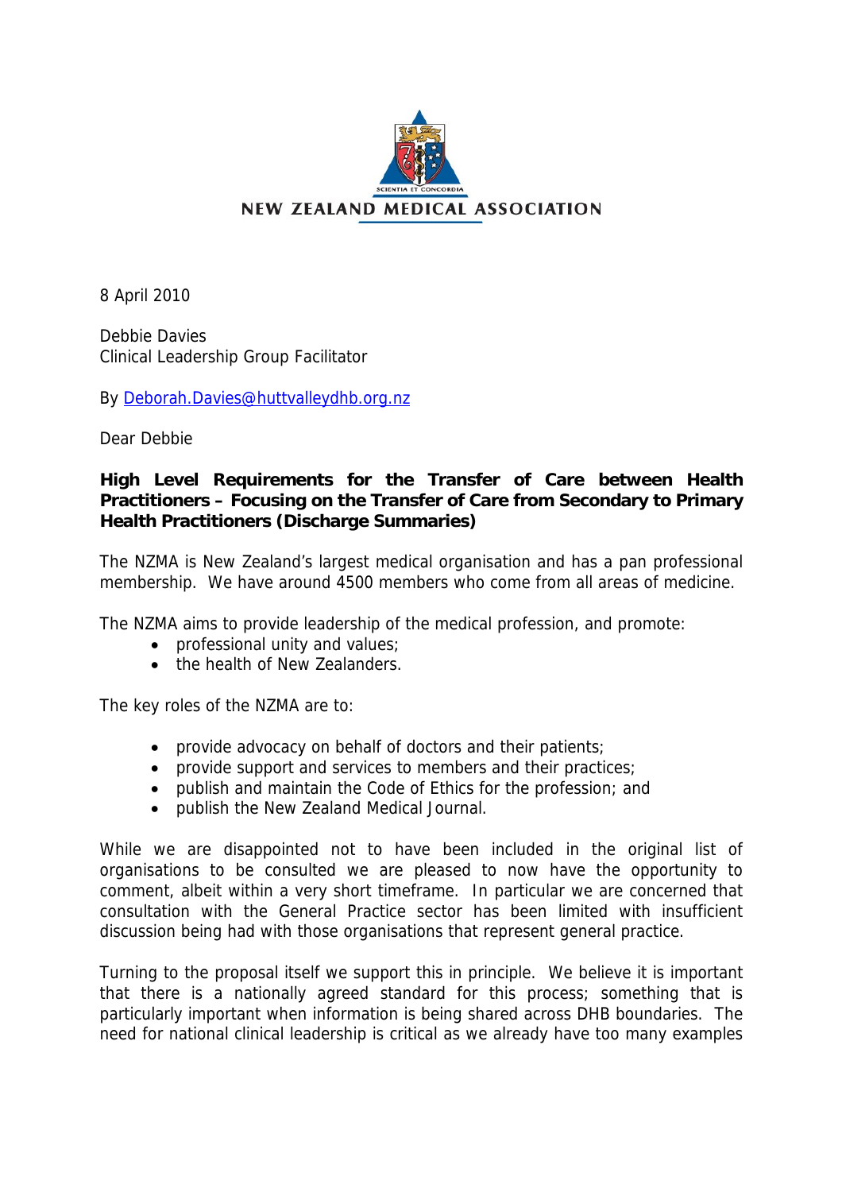NEW ZEALAND MEDICAL ASSOCIATION

8 April 2010

Debbie Davies
Clinical Leadership Group Facilitator

By Deborah.Davies@huttvalleydhb.org.nz

Dear Debbie

**High Level Requirements for the Transfer of Care between Health Practitioners – Focusing on the Transfer of Care from Secondary to Primary Health Practitioners (Discharge Summaries)**

The NZMA is New Zealand's largest medical organisation and has a pan professional membership. We have around 4500 members who come from all areas of medicine.

The NZMA aims to provide leadership of the medical profession, and promote:

- professional unity and values;
- the health of New Zealanders.

The key roles of the NZMA are to:

- provide advocacy on behalf of doctors and their patients;
- provide support and services to members and their practices;
- publish and maintain the Code of Ethics for the profession; and
- publish the New Zealand Medical Journal.

While we are disappointed not to have been included in the original list of organisations to be consulted we are pleased to now have the opportunity to comment, albeit within a very short timeframe. In particular we are concerned that consultation with the General Practice sector has been limited with insufficient discussion being had with those organisations that represent general practice.

Turning to the proposal itself we support this in principle. We believe it is important that there is a nationally agreed standard for this process; something that is particularly important when information is being shared across DHB boundaries. The need for national clinical leadership is critical as we already have too many examples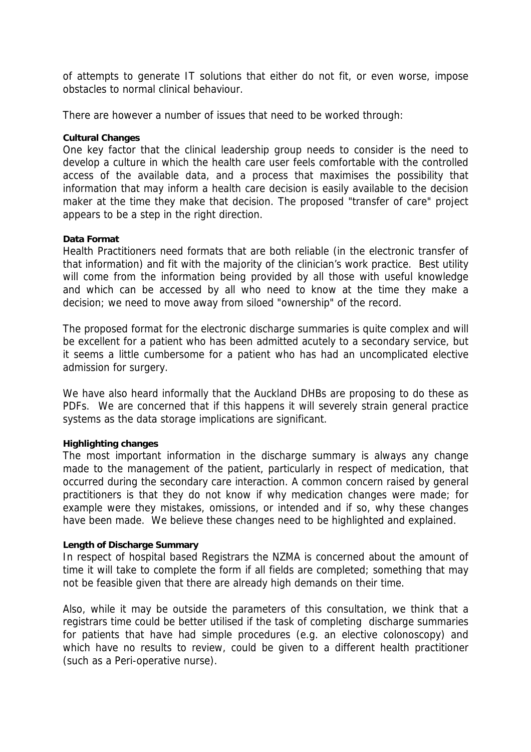of attempts to generate IT solutions that either do not fit, or even worse, impose obstacles to normal clinical behaviour.

There are however a number of issues that need to be worked through:

**Cultural Changes**

One key factor that the clinical leadership group needs to consider is the need to develop a culture in which the health care user feels comfortable with the controlled access of the available data, and a process that maximises the possibility that information that may inform a health care decision is easily available to the decision maker at the time they make that decision. The proposed "transfer of care" project appears to be a step in the right direction.

**Data Format**

Health Practitioners need formats that are both reliable (in the electronic transfer of that information) and fit with the majority of the clinician's work practice. Best utility will come from the information being provided by all those with useful knowledge and which can be accessed by all who need to know at the time they make a decision; we need to move away from siloed "ownership" of the record.

The proposed format for the electronic discharge summaries is quite complex and will be excellent for a patient who has been admitted acutely to a secondary service, but it seems a little cumbersome for a patient who has had an uncomplicated elective admission for surgery.

We have also heard informally that the Auckland DHBs are proposing to do these as PDFs. We are concerned that if this happens it will severely strain general practice systems as the data storage implications are significant.

**Highlighting changes**

The most important information in the discharge summary is always any change made to the management of the patient, particularly in respect of medication, that occurred during the secondary care interaction. A common concern raised by general practitioners is that they do not know if why medication changes were made; for example were they mistakes, omissions, or intended and if so, why these changes have been made. We believe these changes need to be highlighted and explained.

**Length of Discharge Summary**

In respect of hospital based Registrars the NZMA is concerned about the amount of time it will take to complete the form if all fields are completed; something that may not be feasible given that there are already high demands on their time.

Also, while it may be outside the parameters of this consultation, we think that a registrars time could be better utilised if the task of completing discharge summaries for patients that have had simple procedures (e.g. an elective colonoscopy) and which have no results to review, could be given to a different health practitioner (such as a Peri-operative nurse).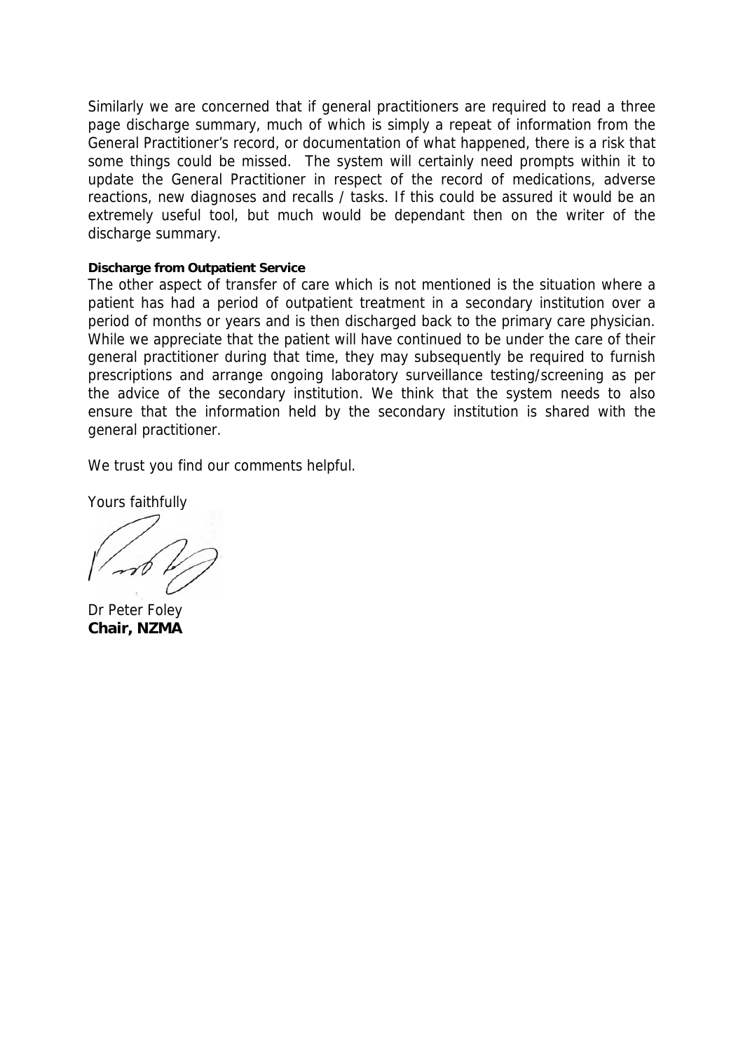Similarly we are concerned that if general practitioners are required to read a three page discharge summary, much of which is simply a repeat of information from the General Practitioner's record, or documentation of what happened, there is a risk that some things could be missed. The system will certainly need prompts within it to update the General Practitioner in respect of the record of medications, adverse reactions, new diagnoses and recalls / tasks. If this could be assured it would be an extremely useful tool, but much would be dependant then on the writer of the discharge summary.

**Discharge from Outpatient Service**

The other aspect of transfer of care which is not mentioned is the situation where a patient has had a period of outpatient treatment in a secondary institution over a period of months or years and is then discharged back to the primary care physician. While we appreciate that the patient will have continued to be under the care of their general practitioner during that time, they may subsequently be required to furnish prescriptions and arrange ongoing laboratory surveillance testing/screening as per the advice of the secondary institution. We think that the system needs to also ensure that the information held by the secondary institution is shared with the general practitioner.

We trust you find our comments helpful.

Yours faithfully

Dr Peter Foley
**Chair, NZMA**